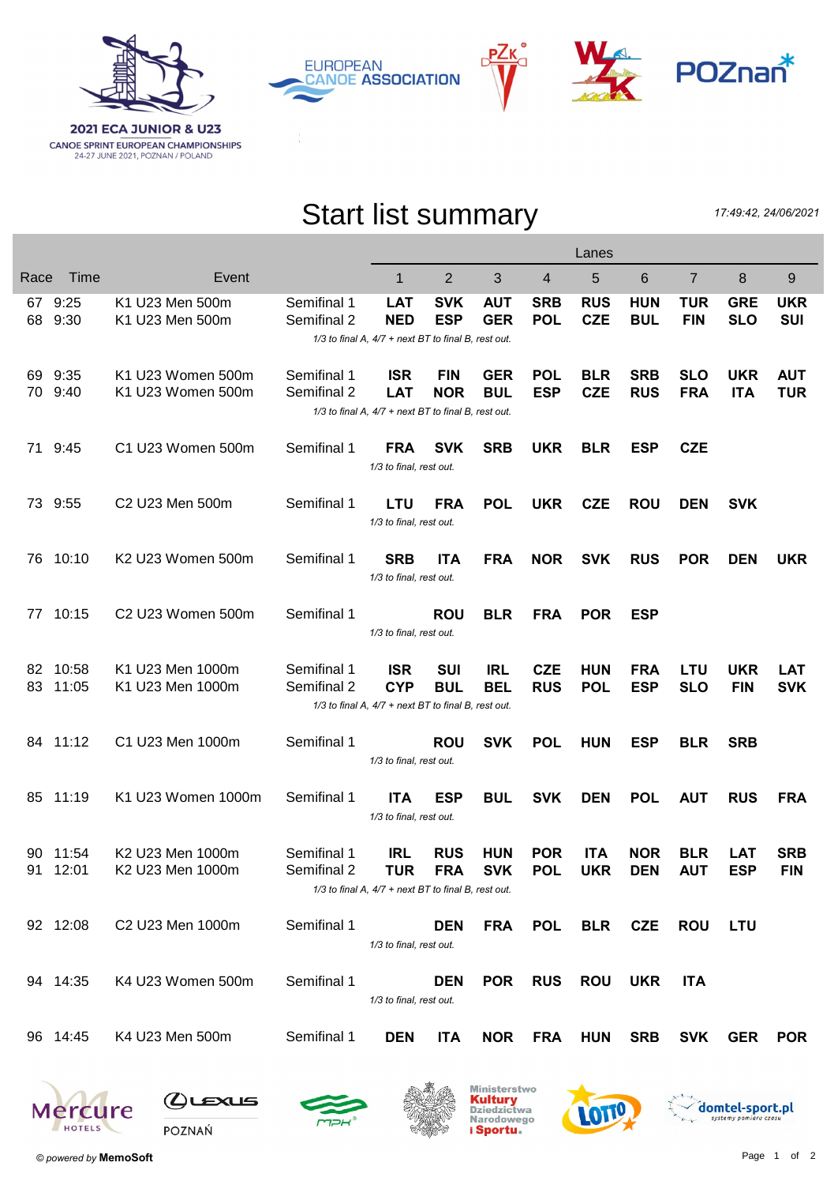**2021 ECA JUNIOR & U23**
CANOE SPRINT EUROPEAN CHAMPIONSHIPS
24-27 JUNE 2021, POZNAN / POLAND

# Start list summary

*17:49:42, 24/06/2021*

| Race | Time | Event | | Lanes | | | | | | | | |
|---|---|---|---|---|---|---|---|---|---|---|---|---|
| | | | | 1 | 2 | 3 | 4 | 5 | 6 | 7 | 8 | 9 |
| 67 | 9:25 | K1 U23 Men 500m | Semifinal 1 | **LAT** | **SVK** | **AUT** | **SRB** | **RUS** | **HUN** | **TUR** | **GRE** | **UKR** |
| 68 | 9:30 | K1 U23 Men 500m | Semifinal 2 | **NED** | **ESP** | **GER** | **POL** | **CZE** | **BUL** | **FIN** | **SLO** | **SUI** |
| | | | *1/3 to final A, 4/7 + next BT to final B, rest out.* | | | | | | | | | |
| 69 | 9:35 | K1 U23 Women 500m | Semifinal 1 | **ISR** | **FIN** | **GER** | **POL** | **BLR** | **SRB** | **SLO** | **UKR** | **AUT** |
| 70 | 9:40 | K1 U23 Women 500m | Semifinal 2 | **LAT** | **NOR** | **BUL** | **ESP** | **CZE** | **RUS** | **FRA** | **ITA** | **TUR** |
| | | | *1/3 to final A, 4/7 + next BT to final B, rest out.* | | | | | | | | | |
| 71 | 9:45 | C1 U23 Women 500m | Semifinal 1 | **FRA** | **SVK** | **SRB** | **UKR** | **BLR** | **ESP** | **CZE** | | |
| | | | *1/3 to final, rest out.* | | | | | | | | | |
| 73 | 9:55 | C2 U23 Men 500m | Semifinal 1 | **LTU** | **FRA** | **POL** | **UKR** | **CZE** | **ROU** | **DEN** | **SVK** | |
| | | | *1/3 to final, rest out.* | | | | | | | | | |
| 76 | 10:10 | K2 U23 Women 500m | Semifinal 1 | **SRB** | **ITA** | **FRA** | **NOR** | **SVK** | **RUS** | **POR** | **DEN** | **UKR** |
| | | | *1/3 to final, rest out.* | | | | | | | | | |
| 77 | 10:15 | C2 U23 Women 500m | Semifinal 1 | | **ROU** | **BLR** | **FRA** | **POR** | **ESP** | | | |
| | | | *1/3 to final, rest out.* | | | | | | | | | |
| 82 | 10:58 | K1 U23 Men 1000m | Semifinal 1 | **ISR** | **SUI** | **IRL** | **CZE** | **HUN** | **FRA** | **LTU** | **UKR** | **LAT** |
| 83 | 11:05 | K1 U23 Men 1000m | Semifinal 2 | **CYP** | **BUL** | **BEL** | **RUS** | **POL** | **ESP** | **SLO** | **FIN** | **SVK** |
| | | | *1/3 to final A, 4/7 + next BT to final B, rest out.* | | | | | | | | | |
| 84 | 11:12 | C1 U23 Men 1000m | Semifinal 1 | | **ROU** | **SVK** | **POL** | **HUN** | **ESP** | **BLR** | **SRB** | |
| | | | *1/3 to final, rest out.* | | | | | | | | | |
| 85 | 11:19 | K1 U23 Women 1000m | Semifinal 1 | **ITA** | **ESP** | **BUL** | **SVK** | **DEN** | **POL** | **AUT** | **RUS** | **FRA** |
| | | | *1/3 to final, rest out.* | | | | | | | | | |
| 90 | 11:54 | K2 U23 Men 1000m | Semifinal 1 | **IRL** | **RUS** | **HUN** | **POR** | **ITA** | **NOR** | **BLR** | **LAT** | **SRB** |
| 91 | 12:01 | K2 U23 Men 1000m | Semifinal 2 | **TUR** | **FRA** | **SVK** | **POL** | **UKR** | **DEN** | **AUT** | **ESP** | **FIN** |
| | | | *1/3 to final A, 4/7 + next BT to final B, rest out.* | | | | | | | | | |
| 92 | 12:08 | C2 U23 Men 1000m | Semifinal 1 | | **DEN** | **FRA** | **POL** | **BLR** | **CZE** | **ROU** | **LTU** | |
| | | | *1/3 to final, rest out.* | | | | | | | | | |
| 94 | 14:35 | K4 U23 Women 500m | Semifinal 1 | | **DEN** | **POR** | **RUS** | **ROU** | **UKR** | **ITA** | | |
| | | | *1/3 to final, rest out.* | | | | | | | | | |
| 96 | 14:45 | K4 U23 Men 500m | Semifinal 1 | **DEN** | **ITA** | **NOR** | **FRA** | **HUN** | **SRB** | **SVK** | **GER** | **POR** |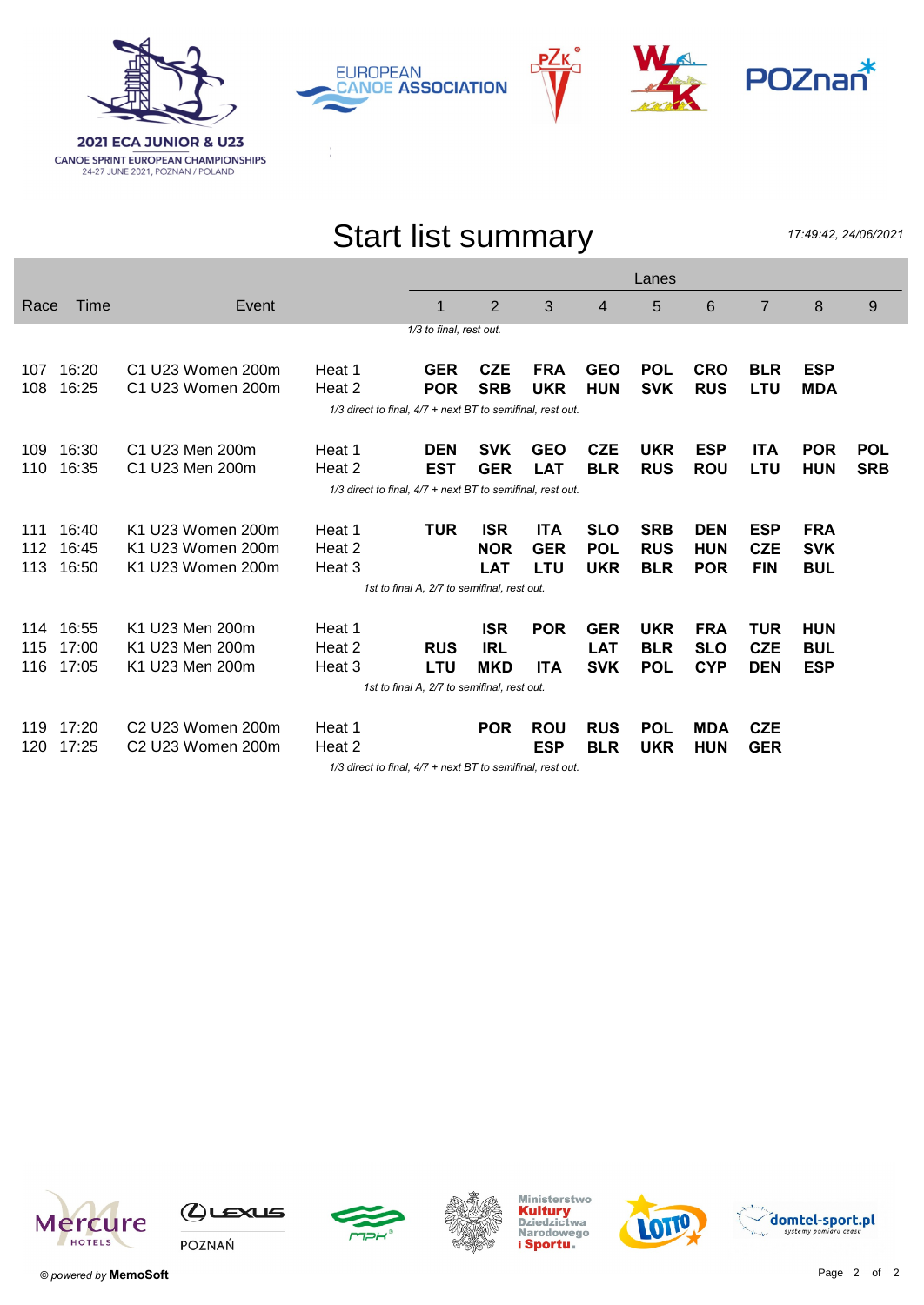# Start list summary

*17:49:42, 24/06/2021*

| Race | Time | Event | | Lanes 1 | 2 | 3 | 4 | 5 | 6 | 7 | 8 | 9 |
|---|---|---|---|---|---|---|---|---|---|---|---|---|
| *1/3 to final, rest out.* | | | | | | | | | | | | |
| 107 | 16:20 | C1 U23 Women 200m | Heat 1 | **GER** | **CZE** | **FRA** | **GEO** | **POL** | **CRO** | **BLR** | **ESP** | |
| 108 | 16:25 | C1 U23 Women 200m | Heat 2 | **POR** | **SRB** | **UKR** | **HUN** | **SVK** | **RUS** | **LTU** | **MDA** | |
| *1/3 direct to final, 4/7 + next BT to semifinal, rest out.* | | | | | | | | | | | | |
| 109 | 16:30 | C1 U23 Men 200m | Heat 1 | **DEN** | **SVK** | **GEO** | **CZE** | **UKR** | **ESP** | **ITA** | **POR** | **POL** |
| 110 | 16:35 | C1 U23 Men 200m | Heat 2 | **EST** | **GER** | **LAT** | **BLR** | **RUS** | **ROU** | **LTU** | **HUN** | **SRB** |
| *1/3 direct to final, 4/7 + next BT to semifinal, rest out.* | | | | | | | | | | | | |
| 111 | 16:40 | K1 U23 Women 200m | Heat 1 | **TUR** | **ISR** | **ITA** | **SLO** | **SRB** | **DEN** | **ESP** | **FRA** | |
| 112 | 16:45 | K1 U23 Women 200m | Heat 2 | | **NOR** | **GER** | **POL** | **RUS** | **HUN** | **CZE** | **SVK** | |
| 113 | 16:50 | K1 U23 Women 200m | Heat 3 | | **LAT** | **LTU** | **UKR** | **BLR** | **POR** | **FIN** | **BUL** | |
| *1st to final A, 2/7 to semifinal, rest out.* | | | | | | | | | | | | |
| 114 | 16:55 | K1 U23 Men 200m | Heat 1 | | **ISR** | **POR** | **GER** | **UKR** | **FRA** | **TUR** | **HUN** | |
| 115 | 17:00 | K1 U23 Men 200m | Heat 2 | **RUS** | **IRL** | | **LAT** | **BLR** | **SLO** | **CZE** | **BUL** | |
| 116 | 17:05 | K1 U23 Men 200m | Heat 3 | **LTU** | **MKD** | **ITA** | **SVK** | **POL** | **CYP** | **DEN** | **ESP** | |
| *1st to final A, 2/7 to semifinal, rest out.* | | | | | | | | | | | | |
| 119 | 17:20 | C2 U23 Women 200m | Heat 1 | | **POR** | **ROU** | **RUS** | **POL** | **MDA** | **CZE** | | |
| 120 | 17:25 | C2 U23 Women 200m | Heat 2 | | | **ESP** | **BLR** | **UKR** | **HUN** | **GER** | | |
| *1/3 direct to final, 4/7 + next BT to semifinal, rest out.* | | | | | | | | | | | | |

© *powered by* **MemoSoft**